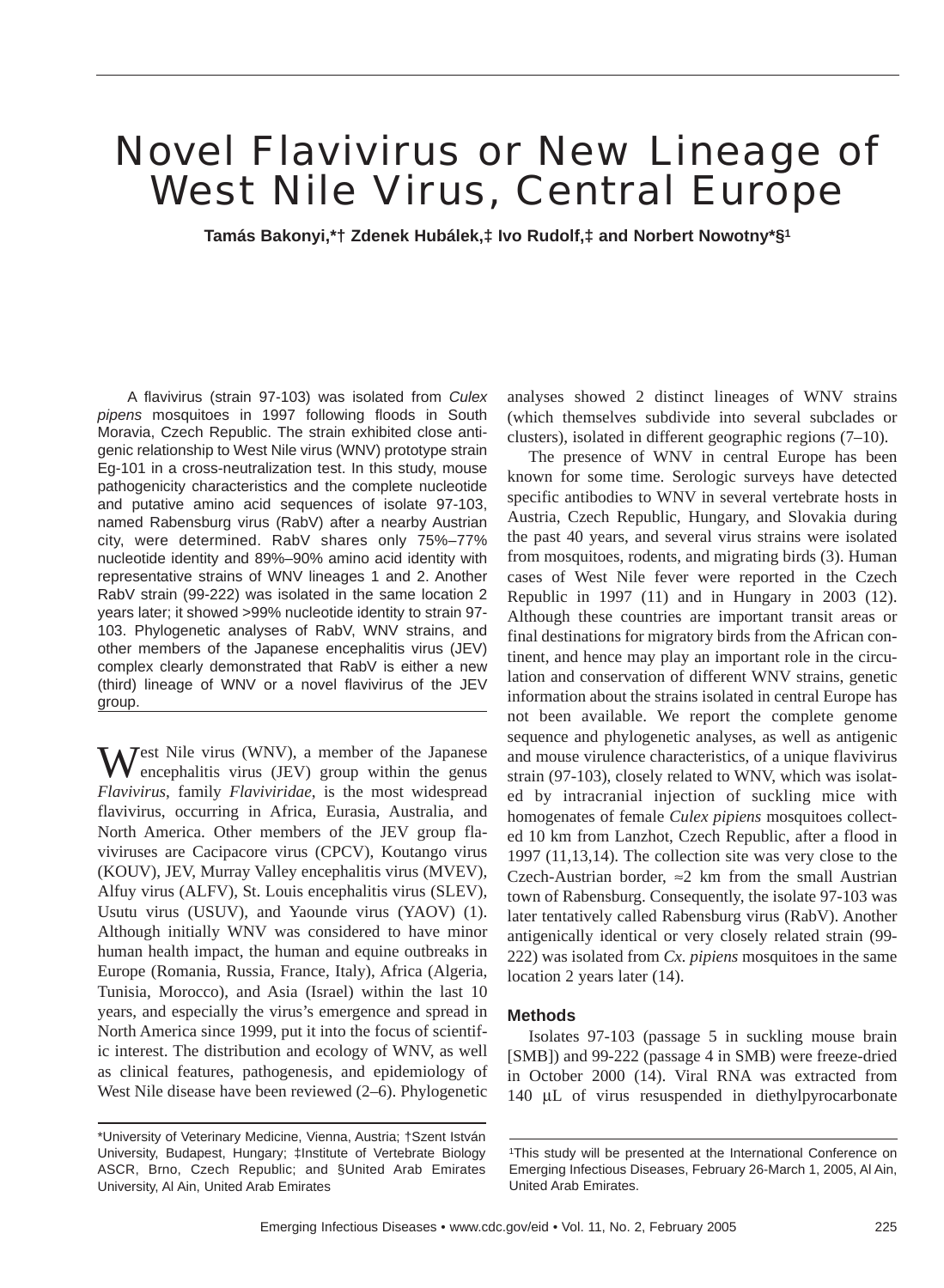# Novel Flavivirus or New Lineage of West Nile Virus, Central Europe

**Tamás Bakonyi,*† Zdenek Hubálek,‡ Ivo Rudolf,‡ and Norbert Nowotny*§[1]**

A flavivirus (strain 97-103) was isolated from *Culex pipens* mosquitoes in 1997 following floods in South Moravia, Czech Republic. The strain exhibited close antigenic relationship to West Nile virus (WNV) prototype strain Eg-101 in a cross-neutralization test. In this study, mouse pathogenicity characteristics and the complete nucleotide and putative amino acid sequences of isolate 97-103, named Rabensburg virus (RabV) after a nearby Austrian city, were determined. RabV shares only 75%–77% nucleotide identity and 89%–90% amino acid identity with representative strains of WNV lineages 1 and 2. Another RabV strain (99-222) was isolated in the same location 2 years later; it showed >99% nucleotide identity to strain 97-103. Phylogenetic analyses of RabV, WNV strains, and other members of the Japanese encephalitis virus (JEV) complex clearly demonstrated that RabV is either a new (third) lineage of WNV or a novel flavivirus of the JEV group.

West Nile virus (WNV), a member of the Japanese encephalitis virus (JEV) group within the genus *Flavivirus*, family *Flaviviridae*, is the most widespread flavivirus, occurring in Africa, Eurasia, Australia, and North America. Other members of the JEV group flaviviruses are Cacipacore virus (CPCV), Koutango virus (KOUV), JEV, Murray Valley encephalitis virus (MVEV), Alfuy virus (ALFV), St. Louis encephalitis virus (SLEV), Usutu virus (USUV), and Yaounde virus (YAOV) (1). Although initially WNV was considered to have minor human health impact, the human and equine outbreaks in Europe (Romania, Russia, France, Italy), Africa (Algeria, Tunisia, Morocco), and Asia (Israel) within the last 10 years, and especially the virus's emergence and spread in North America since 1999, put it into the focus of scientific interest. The distribution and ecology of WNV, as well as clinical features, pathogenesis, and epidemiology of West Nile disease have been reviewed (2–6). Phylogenetic analyses showed 2 distinct lineages of WNV strains (which themselves subdivide into several subclades or clusters), isolated in different geographic regions (7–10).

The presence of WNV in central Europe has been known for some time. Serologic surveys have detected specific antibodies to WNV in several vertebrate hosts in Austria, Czech Republic, Hungary, and Slovakia during the past 40 years, and several virus strains were isolated from mosquitoes, rodents, and migrating birds (3). Human cases of West Nile fever were reported in the Czech Republic in 1997 (11) and in Hungary in 2003 (12). Although these countries are important transit areas or final destinations for migratory birds from the African continent, and hence may play an important role in the circulation and conservation of different WNV strains, genetic information about the strains isolated in central Europe has not been available. We report the complete genome sequence and phylogenetic analyses, as well as antigenic and mouse virulence characteristics, of a unique flavivirus strain (97-103), closely related to WNV, which was isolated by intracranial injection of suckling mice with homogenates of female *Culex pipiens* mosquitoes collected 10 km from Lanzhot, Czech Republic, after a flood in 1997 (11,13,14). The collection site was very close to the Czech-Austrian border, ≈2 km from the small Austrian town of Rabensburg. Consequently, the isolate 97-103 was later tentatively called Rabensburg virus (RabV). Another antigenically identical or very closely related strain (99-222) was isolated from *Cx. pipiens* mosquitoes in the same location 2 years later (14).

### Methods

Isolates 97-103 (passage 5 in suckling mouse brain [SMB]) and 99-222 (passage 4 in SMB) were freeze-dried in October 2000 (14). Viral RNA was extracted from 140 μL of virus resuspended in diethylpyrocarbonate

*University of Veterinary Medicine, Vienna, Austria; †Szent István University, Budapest, Hungary; ‡Institute of Vertebrate Biology ASCR, Brno, Czech Republic; and §United Arab Emirates University, Al Ain, United Arab Emirates

[1]This study will be presented at the International Conference on Emerging Infectious Diseases, February 26-March 1, 2005, Al Ain, United Arab Emirates.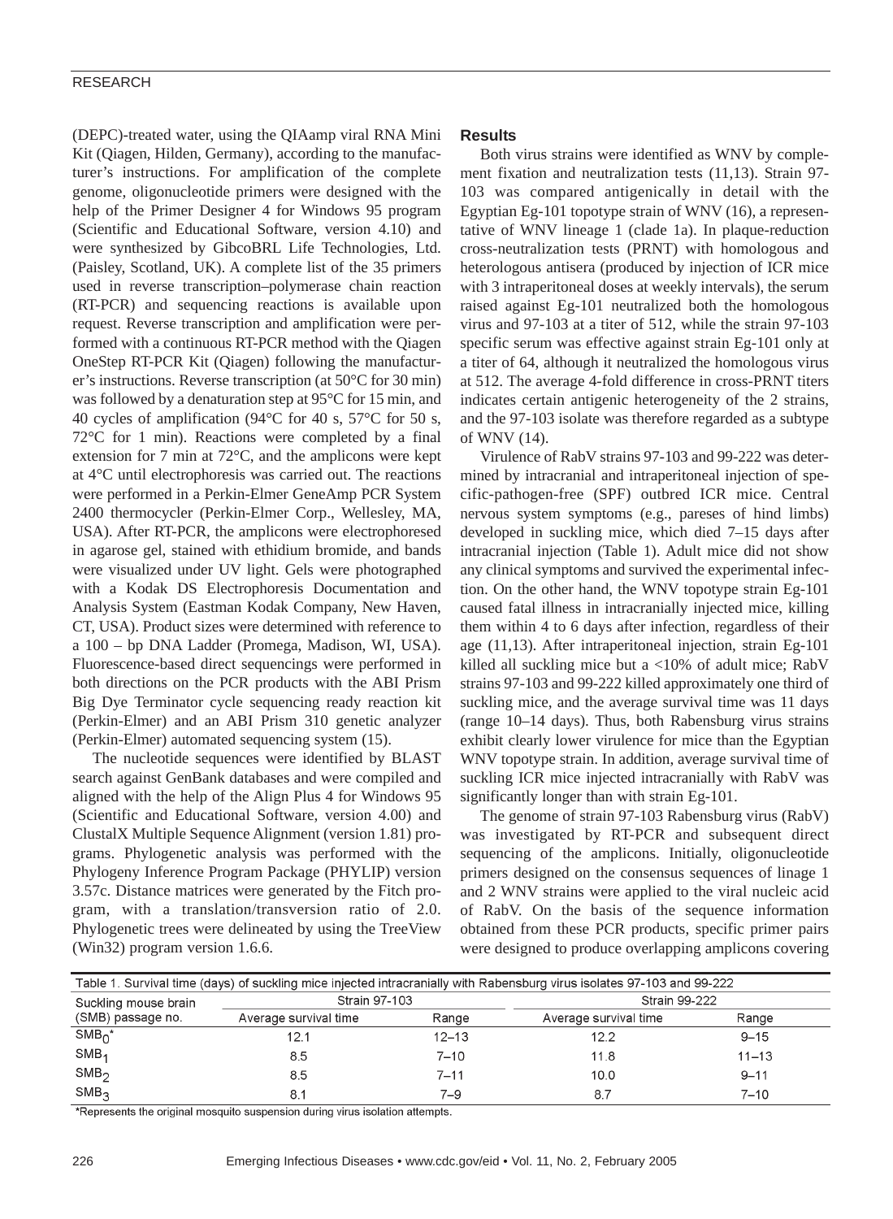(DEPC)-treated water, using the QIAamp viral RNA Mini Kit (Qiagen, Hilden, Germany), according to the manufacturer's instructions. For amplification of the complete genome, oligonucleotide primers were designed with the help of the Primer Designer 4 for Windows 95 program (Scientific and Educational Software, version 4.10) and were synthesized by GibcoBRL Life Technologies, Ltd. (Paisley, Scotland, UK). A complete list of the 35 primers used in reverse transcription–polymerase chain reaction (RT-PCR) and sequencing reactions is available upon request. Reverse transcription and amplification were performed with a continuous RT-PCR method with the Qiagen OneStep RT-PCR Kit (Qiagen) following the manufacturer's instructions. Reverse transcription (at 50°C for 30 min) was followed by a denaturation step at 95°C for 15 min, and 40 cycles of amplification (94°C for 40 s, 57°C for 50 s, 72°C for 1 min). Reactions were completed by a final extension for 7 min at 72°C, and the amplicons were kept at 4°C until electrophoresis was carried out. The reactions were performed in a Perkin-Elmer GeneAmp PCR System 2400 thermocycler (Perkin-Elmer Corp., Wellesley, MA, USA). After RT-PCR, the amplicons were electrophoresed in agarose gel, stained with ethidium bromide, and bands were visualized under UV light. Gels were photographed with a Kodak DS Electrophoresis Documentation and Analysis System (Eastman Kodak Company, New Haven, CT, USA). Product sizes were determined with reference to a 100 – bp DNA Ladder (Promega, Madison, WI, USA). Fluorescence-based direct sequencings were performed in both directions on the PCR products with the ABI Prism Big Dye Terminator cycle sequencing ready reaction kit (Perkin-Elmer) and an ABI Prism 310 genetic analyzer (Perkin-Elmer) automated sequencing system (15).

The nucleotide sequences were identified by BLAST search against GenBank databases and were compiled and aligned with the help of the Align Plus 4 for Windows 95 (Scientific and Educational Software, version 4.00) and ClustalX Multiple Sequence Alignment (version 1.81) programs. Phylogenetic analysis was performed with the Phylogeny Inference Program Package (PHYLIP) version 3.57c. Distance matrices were generated by the Fitch program, with a translation/transversion ratio of 2.0. Phylogenetic trees were delineated by using the TreeView (Win32) program version 1.6.6.

## Results

Both virus strains were identified as WNV by complement fixation and neutralization tests (11,13). Strain 97-103 was compared antigenically in detail with the Egyptian Eg-101 topotype strain of WNV (16), a representative of WNV lineage 1 (clade 1a). In plaque-reduction cross-neutralization tests (PRNT) with homologous and heterologous antisera (produced by injection of ICR mice with 3 intraperitoneal doses at weekly intervals), the serum raised against Eg-101 neutralized both the homologous virus and 97-103 at a titer of 512, while the strain 97-103 specific serum was effective against strain Eg-101 only at a titer of 64, although it neutralized the homologous virus at 512. The average 4-fold difference in cross-PRNT titers indicates certain antigenic heterogeneity of the 2 strains, and the 97-103 isolate was therefore regarded as a subtype of WNV (14).

Virulence of RabV strains 97-103 and 99-222 was determined by intracranial and intraperitoneal injection of specific-pathogen-free (SPF) outbred ICR mice. Central nervous system symptoms (e.g., pareses of hind limbs) developed in suckling mice, which died 7–15 days after intracranial injection (Table 1). Adult mice did not show any clinical symptoms and survived the experimental infection. On the other hand, the WNV topotype strain Eg-101 caused fatal illness in intracranially injected mice, killing them within 4 to 6 days after infection, regardless of their age (11,13). After intraperitoneal injection, strain Eg-101 killed all suckling mice but a <10% of adult mice; RabV strains 97-103 and 99-222 killed approximately one third of suckling mice, and the average survival time was 11 days (range 10–14 days). Thus, both Rabensburg virus strains exhibit clearly lower virulence for mice than the Egyptian WNV topotype strain. In addition, average survival time of suckling ICR mice injected intracranially with RabV was significantly longer than with strain Eg-101.

The genome of strain 97-103 Rabensburg virus (RabV) was investigated by RT-PCR and subsequent direct sequencing of the amplicons. Initially, oligonucleotide primers designed on the consensus sequences of linage 1 and 2 WNV strains were applied to the viral nucleic acid of RabV. On the basis of the sequence information obtained from these PCR products, specific primer pairs were designed to produce overlapping amplicons covering

Table 1. Survival time (days) of suckling mice injected intracranially with Rabensburg virus isolates 97-103 and 99-222

| Suckling mouse brain (SMB) passage no. | Strain 97-103 | | Strain 99-222 | |
|---|---|---|---|---|
| | Average survival time | Range | Average survival time | Range |
| $SMB_0$* | 12.1 | 12–13 | 12.2 | 9–15 |
| $SMB_1$ | 8.5 | 7–10 | 11.8 | 11–13 |
| $SMB_2$ | 8.5 | 7–11 | 10.0 | 9–11 |
| $SMB_3$ | 8.1 | 7–9 | 8.7 | 7–10 |

*Represents the original mosquito suspension during virus isolation attempts.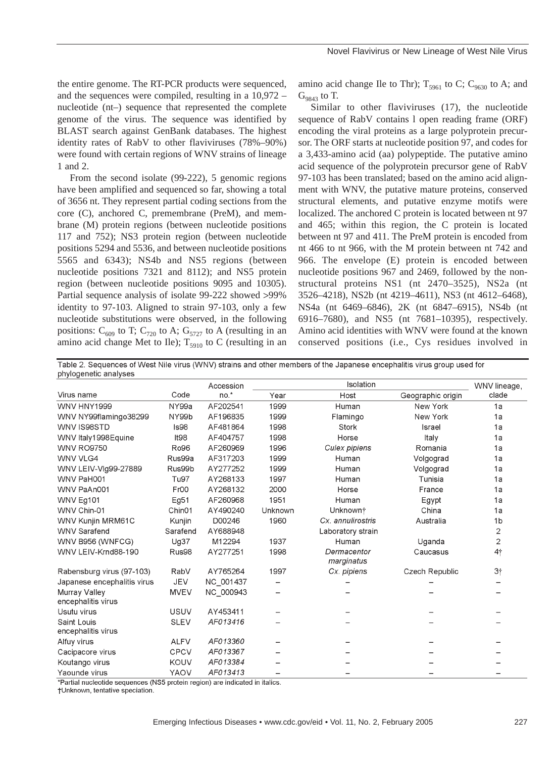the entire genome. The RT-PCR products were sequenced, and the sequences were compiled, resulting in a 10,972 –nucleotide (nt–) sequence that represented the complete genome of the virus. The sequence was identified by BLAST search against GenBank databases. The highest identity rates of RabV to other flaviviruses (78%–90%) were found with certain regions of WNV strains of lineage 1 and 2.

From the second isolate (99-222), 5 genomic regions have been amplified and sequenced so far, showing a total of 3656 nt. They represent partial coding sections from the core (C), anchored C, premembrane (PreM), and membrane (M) protein regions (between nucleotide positions 117 and 752); NS3 protein region (between nucleotide positions 5294 and 5536, and between nucleotide positions 5565 and 6343); NS4b and NS5 regions (between nucleotide positions 7321 and 8112); and NS5 protein region (between nucleotide positions 9095 and 10305). Partial sequence analysis of isolate 99-222 showed >99% identity to 97-103. Aligned to strain 97-103, only a few nucleotide substitutions were observed, in the following positions: $C_{609}$ to T; $C_{720}$ to A; $G_{5727}$ to A (resulting in an amino acid change Met to Ile); $T_{5910}$ to C (resulting in an amino acid change Ile to Thr); $T_{5961}$ to C; $C_{9630}$ to A; and $G_{9843}$ to T.

Similar to other flaviviruses (17), the nucleotide sequence of RabV contains l open reading frame (ORF) encoding the viral proteins as a large polyprotein precursor. The ORF starts at nucleotide position 97, and codes for a 3,433-amino acid (aa) polypeptide. The putative amino acid sequence of the polyprotein precursor gene of RabV 97-103 has been translated; based on the amino acid alignment with WNV, the putative mature proteins, conserved structural elements, and putative enzyme motifs were localized. The anchored C protein is located between nt 97 and 465; within this region, the C protein is located between nt 97 and 411. The PreM protein is encoded from nt 466 to nt 966, with the M protein between nt 742 and 966. The envelope (E) protein is encoded between nucleotide positions 967 and 2469, followed by the nonstructural proteins NS1 (nt 2470–3525), NS2a (nt 3526–4218), NS2b (nt 4219–4611), NS3 (nt 4612–6468), NS4a (nt 6469–6846), 2K (nt 6847–6915), NS4b (nt 6916–7680), and NS5 (nt 7681–10395), respectively. Amino acid identities with WNV were found at the known conserved positions (i.e., Cys residues involved in

Table 2. Sequences of West Nile virus (WNV) strains and other members of the Japanese encephalitis virus group used for phylogenetic analyses

| Virus name | Code | Accession no.* | Isolation | | | WNV lineage, clade |
|---|---|---|---|---|---|---|
| | | | Year | Host | Geographic origin | |
| WNV HNY1999 | NY99a | AF202541 | 1999 | Human | New York | 1a |
| WNV NY99flamingo38299 | NY99b | AF196835 | 1999 | Flamingo | New York | 1a |
| WNV IS98STD | Is98 | AF481864 | 1998 | Stork | Israel | 1a |
| WNV Italy1998Equine | It98 | AF404757 | 1998 | Horse | Italy | 1a |
| WNV RO9750 | Ro96 | AF260969 | 1996 | *Culex pipiens* | Romania | 1a |
| WNV VLG4 | Rus99a | AF317203 | 1999 | Human | Volgograd | 1a |
| WNV LEIV-Vlg99-27889 | Rus99b | AY277252 | 1999 | Human | Volgograd | 1a |
| WNV PaH001 | Tu97 | AY268133 | 1997 | Human | Tunisia | 1a |
| WNV PaAn001 | Fr00 | AY268132 | 2000 | Horse | France | 1a |
| WNV Eg101 | Eg51 | AF260968 | 1951 | Human | Egypt | 1a |
| WNV Chin-01 | Chin01 | AY490240 | Unknown | Unknown† | China | 1a |
| WNV Kunjin MRM61C | Kunjin | D00246 | 1960 | *Cx. annulirostris* | Australia | 1b |
| WNV Sarafend | Sarafend | AY688948 | | Laboratory strain | | 2 |
| WNV B956 (WNFCG) | Ug37 | M12294 | 1937 | Human | Uganda | 2 |
| WNV LEIV-Krnd88-190 | Rus98 | AY277251 | 1998 | *Dermacentor marginatus* | Caucasus | 4† |
| Rabensburg virus (97-103) | RabV | AY765264 | 1997 | *Cx. pipiens* | Czech Republic | 3† |
| Japanese encephalitis virus | JEV | NC_001437 | – | – | – | – |
| Murray Valley encephalitis virus | MVEV | NC_000943 | – | – | – | – |
| Usutu virus | USUV | AY453411 | – | – | – | – |
| Saint Louis encephalitis virus | SLEV | *AF013416* | – | – | – | – |
| Alfuy virus | ALFV | *AF013360* | – | – | – | – |
| Cacipacore virus | CPCV | *AF013367* | – | – | – | – |
| Koutango virus | KOUV | *AF013384* | – | – | – | – |
| Yaounde virus | YAOV | *AF013413* | – | – | – | – |

*Partial nucleotide sequences (NS5 protein region) are indicated in italics.
†Unknown, tentative speciation.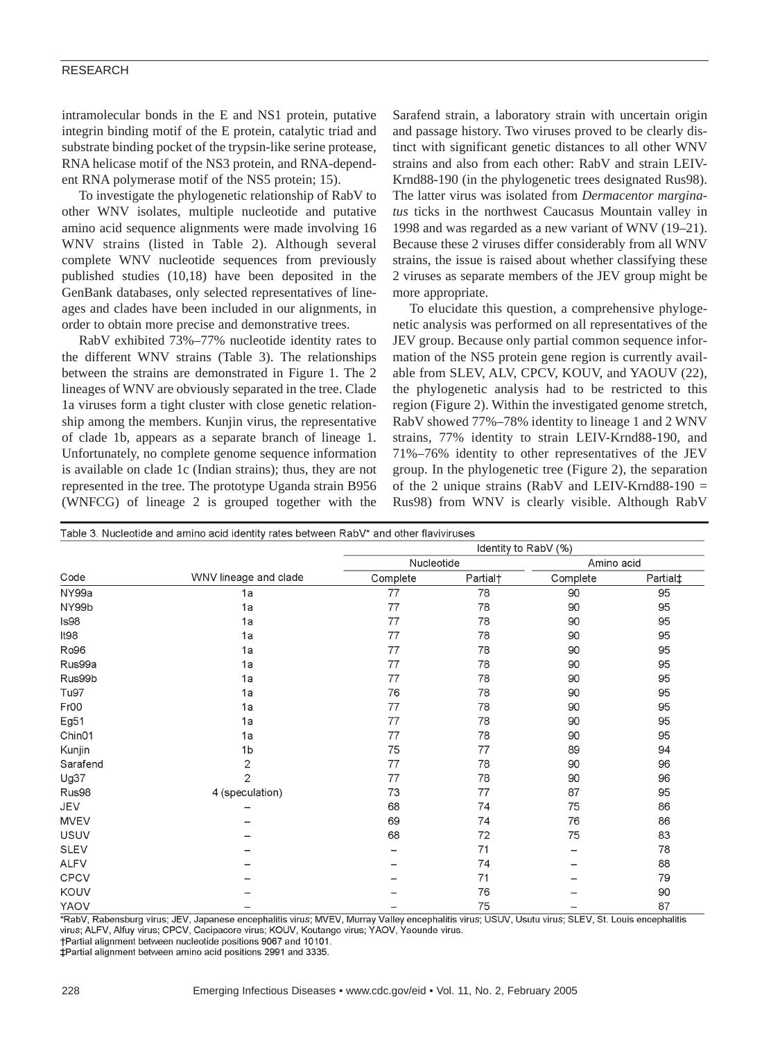intramolecular bonds in the E and NS1 protein, putative integrin binding motif of the E protein, catalytic triad and substrate binding pocket of the trypsin-like serine protease, RNA helicase motif of the NS3 protein, and RNA-dependent RNA polymerase motif of the NS5 protein; 15).

To investigate the phylogenetic relationship of RabV to other WNV isolates, multiple nucleotide and putative amino acid sequence alignments were made involving 16 WNV strains (listed in Table 2). Although several complete WNV nucleotide sequences from previously published studies (10,18) have been deposited in the GenBank databases, only selected representatives of lineages and clades have been included in our alignments, in order to obtain more precise and demonstrative trees.

RabV exhibited 73%–77% nucleotide identity rates to the different WNV strains (Table 3). The relationships between the strains are demonstrated in Figure 1. The 2 lineages of WNV are obviously separated in the tree. Clade 1a viruses form a tight cluster with close genetic relationship among the members. Kunjin virus, the representative of clade 1b, appears as a separate branch of lineage 1. Unfortunately, no complete genome sequence information is available on clade 1c (Indian strains); thus, they are not represented in the tree. The prototype Uganda strain B956 (WNFCG) of lineage 2 is grouped together with the Sarafend strain, a laboratory strain with uncertain origin and passage history. Two viruses proved to be clearly distinct with significant genetic distances to all other WNV strains and also from each other: RabV and strain LEIV-Krnd88-190 (in the phylogenetic trees designated Rus98). The latter virus was isolated from *Dermacentor marginatus* ticks in the northwest Caucasus Mountain valley in 1998 and was regarded as a new variant of WNV (19–21). Because these 2 viruses differ considerably from all WNV strains, the issue is raised about whether classifying these 2 viruses as separate members of the JEV group might be more appropriate.

To elucidate this question, a comprehensive phylogenetic analysis was performed on all representatives of the JEV group. Because only partial common sequence information of the NS5 protein gene region is currently available from SLEV, ALV, CPCV, KOUV, and YAOUV (22), the phylogenetic analysis had to be restricted to this region (Figure 2). Within the investigated genome stretch, RabV showed 77%–78% identity to lineage 1 and 2 WNV strains, 77% identity to strain LEIV-Krnd88-190, and 71%–76% identity to other representatives of the JEV group. In the phylogenetic tree (Figure 2), the separation of the 2 unique strains (RabV and LEIV-Krnd88-190 = Rus98) from WNV is clearly visible. Although RabV

Table 3. Nucleotide and amino acid identity rates between RabV* and other flaviviruses

| Code | WNV lineage and clade | Identity to RabV (%) | | | |
|---|---|---|---|---|---|
| | | Nucleotide | | Amino acid | |
| | | Complete | Partial† | Complete | Partial‡ |
| NY99a | 1a | 77 | 78 | 90 | 95 |
| NY99b | 1a | 77 | 78 | 90 | 95 |
| Is98 | 1a | 77 | 78 | 90 | 95 |
| It98 | 1a | 77 | 78 | 90 | 95 |
| Ro96 | 1a | 77 | 78 | 90 | 95 |
| Rus99a | 1a | 77 | 78 | 90 | 95 |
| Rus99b | 1a | 77 | 78 | 90 | 95 |
| Tu97 | 1a | 76 | 78 | 90 | 95 |
| Fr00 | 1a | 77 | 78 | 90 | 95 |
| Eg51 | 1a | 77 | 78 | 90 | 95 |
| Chin01 | 1a | 77 | 78 | 90 | 95 |
| Kunjin | 1b | 75 | 77 | 89 | 94 |
| Sarafend | 2 | 77 | 78 | 90 | 96 |
| Ug37 | 2 | 77 | 78 | 90 | 96 |
| Rus98 | 4 (speculation) | 73 | 77 | 87 | 95 |
| JEV | – | 68 | 74 | 75 | 86 |
| MVEV | – | 69 | 74 | 76 | 86 |
| USUV | – | 68 | 72 | 75 | 83 |
| SLEV | – | – | 71 | – | 78 |
| ALFV | – | – | 74 | – | 88 |
| CPCV | – | – | 71 | – | 79 |
| KOUV | – | – | 76 | – | 90 |
| YAOV | – | – | 75 | – | 87 |

*RabV, Rabensburg virus; JEV, Japanese encephalitis virus; MVEV, Murray Valley encephalitis virus; USUV, Usutu virus; SLEV, St. Louis encephalitis virus; ALFV, Alfuy virus; CPCV, Cacipacore virus; KOUV, Koutango virus; YAOV, Yaounde virus.
†Partial alignment between nucleotide positions 9067 and 10101.
‡Partial alignment between amino acid positions 2991 and 3335.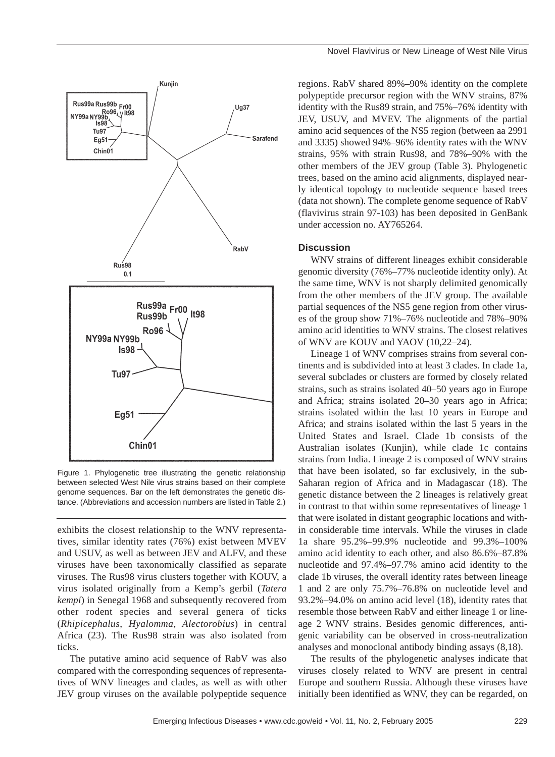Figure 1. Phylogenetic tree illustrating the genetic relationship between selected West Nile virus strains based on their complete genome sequences. Bar on the left demonstrates the genetic distance. (Abbreviations and accession numbers are listed in Table 2.)

exhibits the closest relationship to the WNV representatives, similar identity rates (76%) exist between MVEV and USUV, as well as between JEV and ALFV, and these viruses have been taxonomically classified as separate viruses. The Rus98 virus clusters together with KOUV, a virus isolated originally from a Kemp's gerbil (*Tatera kempi*) in Senegal 1968 and subsequently recovered from other rodent species and several genera of ticks (*Rhipicephalus*, *Hyalomma*, *Alectorobius*) in central Africa (23). The Rus98 strain was also isolated from ticks.

The putative amino acid sequence of RabV was also compared with the corresponding sequences of representatives of WNV lineages and clades, as well as with other JEV group viruses on the available polypeptide sequence regions. RabV shared 89%–90% identity on the complete polypeptide precursor region with the WNV strains, 87% identity with the Rus89 strain, and 75%–76% identity with JEV, USUV, and MVEV. The alignments of the partial amino acid sequences of the NS5 region (between aa 2991 and 3335) showed 94%–96% identity rates with the WNV strains, 95% with strain Rus98, and 78%–90% with the other members of the JEV group (Table 3). Phylogenetic trees, based on the amino acid alignments, displayed nearly identical topology to nucleotide sequence–based trees (data not shown). The complete genome sequence of RabV (flavivirus strain 97-103) has been deposited in GenBank under accession no. AY765264.

## Discussion

WNV strains of different lineages exhibit considerable genomic diversity (76%–77% nucleotide identity only). At the same time, WNV is not sharply delimited genomically from the other members of the JEV group. The available partial sequences of the NS5 gene region from other viruses of the group show 71%–76% nucleotide and 78%–90% amino acid identities to WNV strains. The closest relatives of WNV are KOUV and YAOV (10,22–24).

Lineage 1 of WNV comprises strains from several continents and is subdivided into at least 3 clades. In clade 1a, several subclades or clusters are formed by closely related strains, such as strains isolated 40–50 years ago in Europe and Africa; strains isolated 20–30 years ago in Africa; strains isolated within the last 10 years in Europe and Africa; and strains isolated within the last 5 years in the United States and Israel. Clade 1b consists of the Australian isolates (Kunjin), while clade 1c contains strains from India. Lineage 2 is composed of WNV strains that have been isolated, so far exclusively, in the sub-Saharan region of Africa and in Madagascar (18). The genetic distance between the 2 lineages is relatively great in contrast to that within some representatives of lineage 1 that were isolated in distant geographic locations and within considerable time intervals. While the viruses in clade 1a share 95.2%–99.9% nucleotide and 99.3%–100% amino acid identity to each other, and also 86.6%–87.8% nucleotide and 97.4%–97.7% amino acid identity to the clade 1b viruses, the overall identity rates between lineage 1 and 2 are only 75.7%–76.8% on nucleotide level and 93.2%–94.0% on amino acid level (18), identity rates that resemble those between RabV and either lineage 1 or lineage 2 WNV strains. Besides genomic differences, antigenic variability can be observed in cross-neutralization analyses and monoclonal antibody binding assays (8,18).

The results of the phylogenetic analyses indicate that viruses closely related to WNV are present in central Europe and southern Russia. Although these viruses have initially been identified as WNV, they can be regarded, on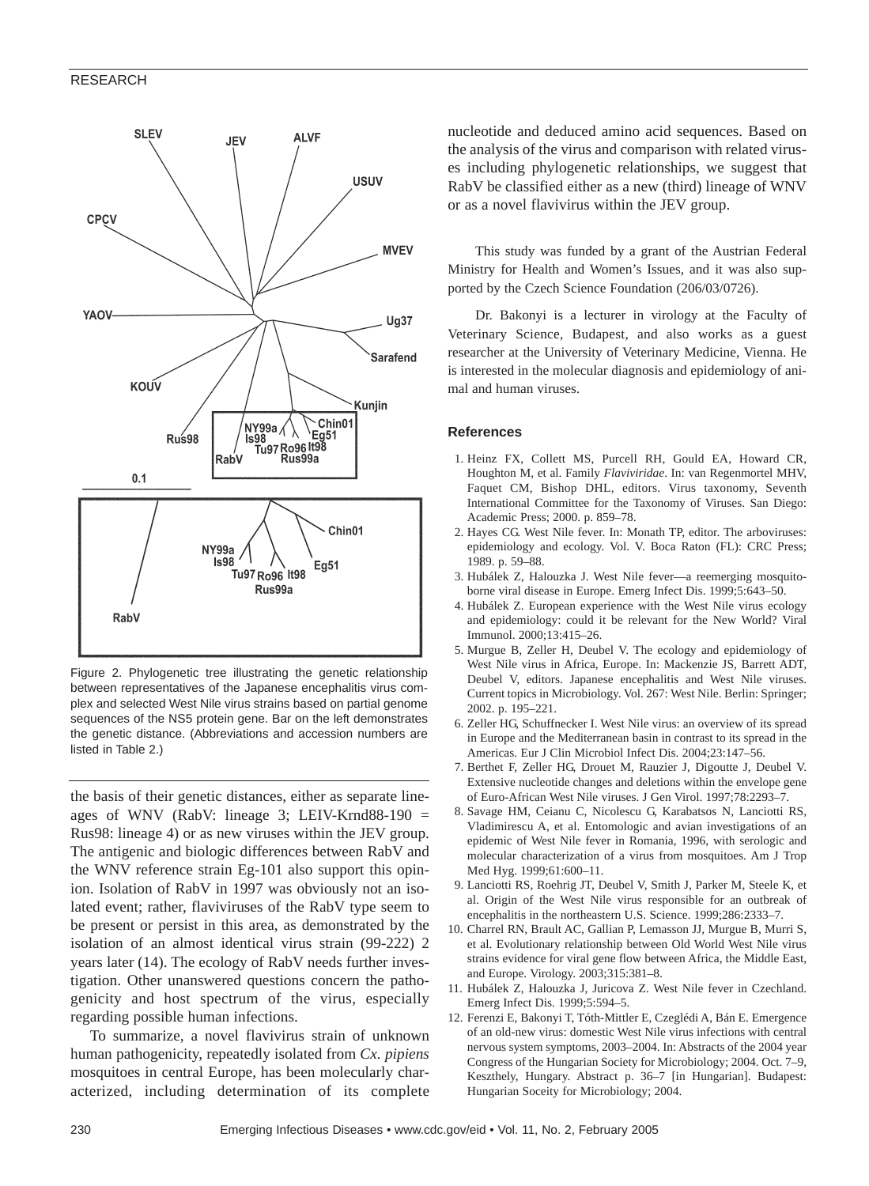Figure 2. Phylogenetic tree illustrating the genetic relationship between representatives of the Japanese encephalitis virus complex and selected West Nile virus strains based on partial genome sequences of the NS5 protein gene. Bar on the left demonstrates the genetic distance. (Abbreviations and accession numbers are listed in Table 2.)

the basis of their genetic distances, either as separate lineages of WNV (RabV: lineage 3; LEIV-Krnd88-190 = Rus98: lineage 4) or as new viruses within the JEV group. The antigenic and biologic differences between RabV and the WNV reference strain Eg-101 also support this opinion. Isolation of RabV in 1997 was obviously not an isolated event; rather, flaviviruses of the RabV type seem to be present or persist in this area, as demonstrated by the isolation of an almost identical virus strain (99-222) 2 years later (14). The ecology of RabV needs further investigation. Other unanswered questions concern the pathogenicity and host spectrum of the virus, especially regarding possible human infections.

To summarize, a novel flavivirus strain of unknown human pathogenicity, repeatedly isolated from *Cx. pipiens* mosquitoes in central Europe, has been molecularly characterized, including determination of its complete nucleotide and deduced amino acid sequences. Based on the analysis of the virus and comparison with related viruses including phylogenetic relationships, we suggest that RabV be classified either as a new (third) lineage of WNV or as a novel flavivirus within the JEV group.

This study was funded by a grant of the Austrian Federal Ministry for Health and Women's Issues, and it was also supported by the Czech Science Foundation (206/03/0726).

Dr. Bakonyi is a lecturer in virology at the Faculty of Veterinary Science, Budapest, and also works as a guest researcher at the University of Veterinary Medicine, Vienna. He is interested in the molecular diagnosis and epidemiology of animal and human viruses.

## References

1. Heinz FX, Collett MS, Purcell RH, Gould EA, Howard CR, Houghton M, et al. Family *Flaviviridae*. In: van Regenmortel MHV, Faquet CM, Bishop DHL, editors. Virus taxonomy, Seventh International Committee for the Taxonomy of Viruses. San Diego: Academic Press; 2000. p. 859–78.
2. Hayes CG. West Nile fever. In: Monath TP, editor. The arboviruses: epidemiology and ecology. Vol. V. Boca Raton (FL): CRC Press; 1989. p. 59–88.
3. Hubálek Z, Halouzka J. West Nile fever—a reemerging mosquito-borne viral disease in Europe. Emerg Infect Dis. 1999;5:643–50.
4. Hubálek Z. European experience with the West Nile virus ecology and epidemiology: could it be relevant for the New World? Viral Immunol. 2000;13:415–26.
5. Murgue B, Zeller H, Deubel V. The ecology and epidemiology of West Nile virus in Africa, Europe. In: Mackenzie JS, Barrett ADT, Deubel V, editors. Japanese encephalitis and West Nile viruses. Current topics in Microbiology. Vol. 267: West Nile. Berlin: Springer; 2002. p. 195–221.
6. Zeller HG, Schuffnecker I. West Nile virus: an overview of its spread in Europe and the Mediterranean basin in contrast to its spread in the Americas. Eur J Clin Microbiol Infect Dis. 2004;23:147–56.
7. Berthet F, Zeller HG, Drouet M, Rauzier J, Digoutte J, Deubel V. Extensive nucleotide changes and deletions within the envelope gene of Euro-African West Nile viruses. J Gen Virol. 1997;78:2293–7.
8. Savage HM, Ceianu C, Nicolescu G, Karabatsos N, Lanciotti RS, Vladimirescu A, et al. Entomologic and avian investigations of an epidemic of West Nile fever in Romania, 1996, with serologic and molecular characterization of a virus from mosquitoes. Am J Trop Med Hyg. 1999;61:600–11.
9. Lanciotti RS, Roehrig JT, Deubel V, Smith J, Parker M, Steele K, et al. Origin of the West Nile virus responsible for an outbreak of encephalitis in the northeastern U.S. Science. 1999;286:2333–7.
10. Charrel RN, Brault AC, Gallian P, Lemasson JJ, Murgue B, Murri S, et al. Evolutionary relationship between Old World West Nile virus strains evidence for viral gene flow between Africa, the Middle East, and Europe. Virology. 2003;315:381–8.
11. Hubálek Z, Halouzka J, Juricova Z. West Nile fever in Czechland. Emerg Infect Dis. 1999;5:594–5.
12. Ferenzi E, Bakonyi T, Tóth-Mittler E, Czeglédi A, Bán E. Emergence of an old-new virus: domestic West Nile virus infections with central nervous system symptoms, 2003–2004. In: Abstracts of the 2004 year Congress of the Hungarian Society for Microbiology; 2004. Oct. 7–9, Keszthely, Hungary. Abstract p. 36–7 [in Hungarian]. Budapest: Hungarian Soceity for Microbiology; 2004.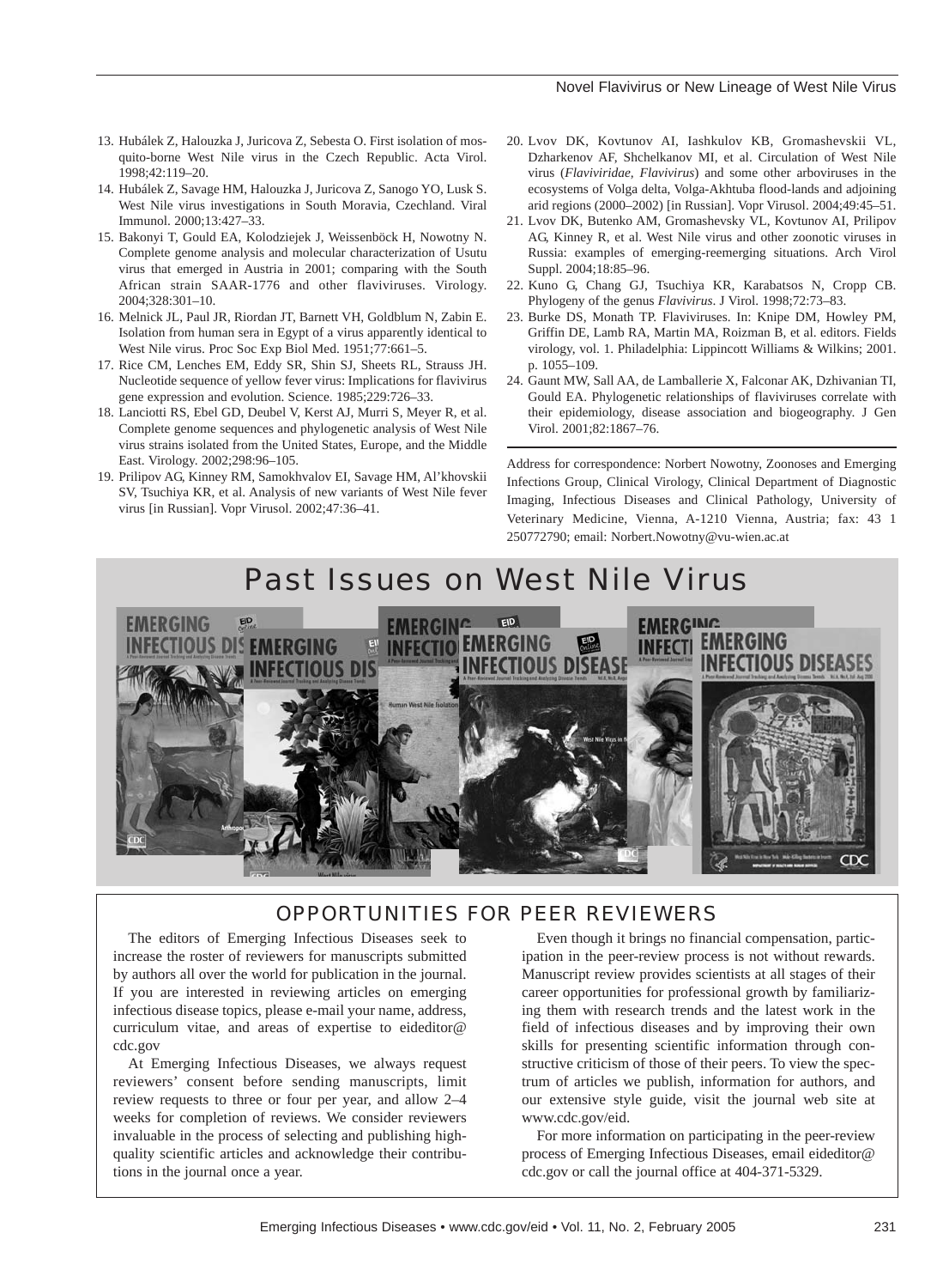13. Hubálek Z, Halouzka J, Juricova Z, Sebesta O. First isolation of mosquito-borne West Nile virus in the Czech Republic. Acta Virol. 1998;42:119–20.
14. Hubálek Z, Savage HM, Halouzka J, Juricova Z, Sanogo YO, Lusk S. West Nile virus investigations in South Moravia, Czechland. Viral Immunol. 2000;13:427–33.
15. Bakonyi T, Gould EA, Kolodziejek J, Weissenböck H, Nowotny N. Complete genome analysis and molecular characterization of Usutu virus that emerged in Austria in 2001; comparing with the South African strain SAAR-1776 and other flaviviruses. Virology. 2004;328:301–10.
16. Melnick JL, Paul JR, Riordan JT, Barnett VH, Goldblum N, Zabin E. Isolation from human sera in Egypt of a virus apparently identical to West Nile virus. Proc Soc Exp Biol Med. 1951;77:661–5.
17. Rice CM, Lenches EM, Eddy SR, Shin SJ, Sheets RL, Strauss JH. Nucleotide sequence of yellow fever virus: Implications for flavivirus gene expression and evolution. Science. 1985;229:726–33.
18. Lanciotti RS, Ebel GD, Deubel V, Kerst AJ, Murri S, Meyer R, et al. Complete genome sequences and phylogenetic analysis of West Nile virus strains isolated from the United States, Europe, and the Middle East. Virology. 2002;298:96–105.
19. Prilipov AG, Kinney RM, Samokhvalov EI, Savage HM, Al'khovskii SV, Tsuchiya KR, et al. Analysis of new variants of West Nile fever virus [in Russian]. Vopr Virusol. 2002;47:36–41.
20. Lvov DK, Kovtunov AI, Iashkulov KB, Gromashevskii VL, Dzharkenov AF, Shchelkanov MI, et al. Circulation of West Nile virus (*Flaviviridae, Flavivirus*) and some other arboviruses in the ecosystems of Volga delta, Volga-Akhtuba flood-lands and adjoining arid regions (2000–2002) [in Russian]. Vopr Virusol. 2004;49:45–51.
21. Lvov DK, Butenko AM, Gromashevsky VL, Kovtunov AI, Prilipov AG, Kinney R, et al. West Nile virus and other zoonotic viruses in Russia: examples of emerging-reemerging situations. Arch Virol Suppl. 2004;18:85–96.
22. Kuno G, Chang GJ, Tsuchiya KR, Karabatsos N, Cropp CB. Phylogeny of the genus *Flavivirus*. J Virol. 1998;72:73–83.
23. Burke DS, Monath TP. Flaviviruses. In: Knipe DM, Howley PM, Griffin DE, Lamb RA, Martin MA, Roizman B, et al. editors. Fields virology, vol. 1. Philadelphia: Lippincott Williams & Wilkins; 2001. p. 1055–109.
24. Gaunt MW, Sall AA, de Lamballerie X, Falconar AK, Dzhivanian TI, Gould EA. Phylogenetic relationships of flaviviruses correlate with their epidemiology, disease association and biogeography. J Gen Virol. 2001;82:1867–76.

Address for correspondence: Norbert Nowotny, Zoonoses and Emerging Infections Group, Clinical Virology, Clinical Department of Diagnostic Imaging, Infectious Diseases and Clinical Pathology, University of Veterinary Medicine, Vienna, A-1210 Vienna, Austria; fax: 43 1 250772790; email: Norbert.Nowotny@vu-wien.ac.at

## Past Issues on West Nile Virus

## OPPORTUNITIES FOR PEER REVIEWERS

The editors of Emerging Infectious Diseases seek to increase the roster of reviewers for manuscripts submitted by authors all over the world for publication in the journal. If you are interested in reviewing articles on emerging infectious disease topics, please e-mail your name, address, curriculum vitae, and areas of expertise to eideditor@cdc.gov

At Emerging Infectious Diseases, we always request reviewers' consent before sending manuscripts, limit review requests to three or four per year, and allow 2–4 weeks for completion of reviews. We consider reviewers invaluable in the process of selecting and publishing high-quality scientific articles and acknowledge their contributions in the journal once a year.

Even though it brings no financial compensation, participation in the peer-review process is not without rewards. Manuscript review provides scientists at all stages of their career opportunities for professional growth by familiarizing them with research trends and the latest work in the field of infectious diseases and by improving their own skills for presenting scientific information through constructive criticism of those of their peers. To view the spectrum of articles we publish, information for authors, and our extensive style guide, visit the journal web site at www.cdc.gov/eid.

For more information on participating in the peer-review process of Emerging Infectious Diseases, email eideditor@cdc.gov or call the journal office at 404-371-5329.